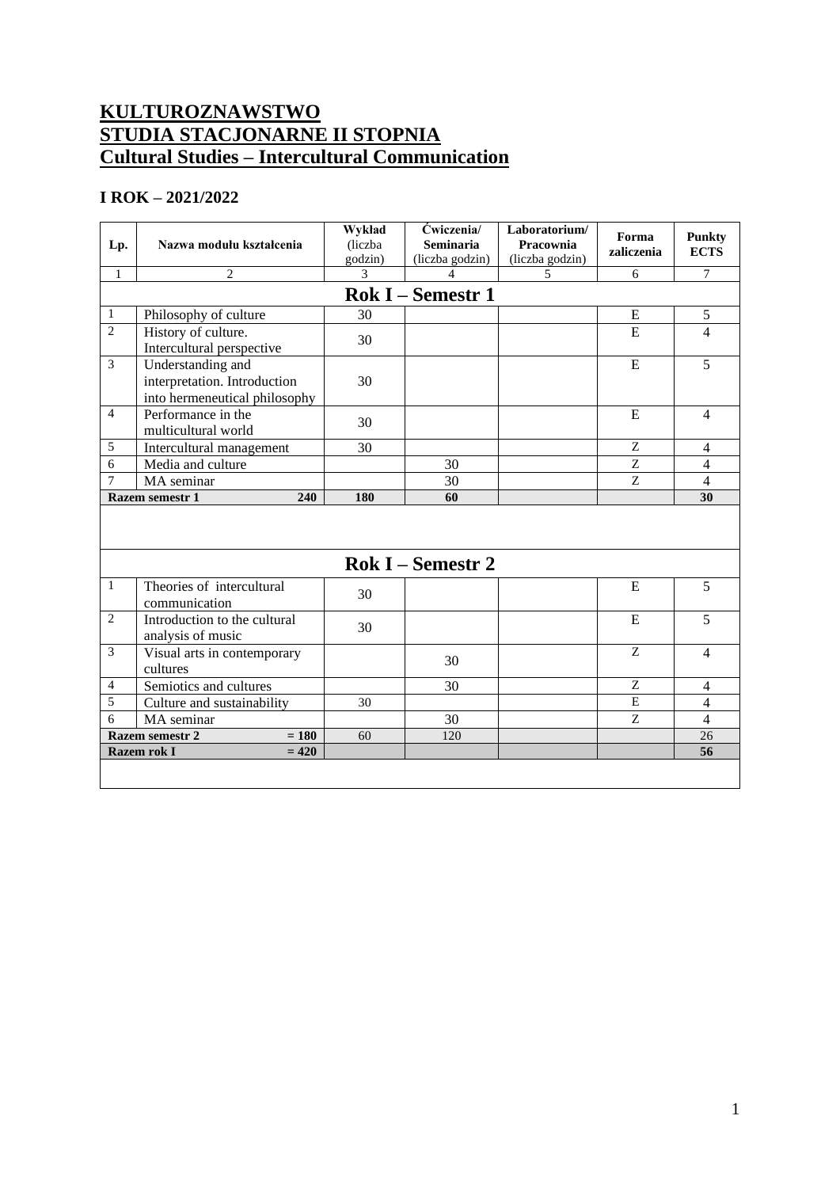# KULTUROZNAWSTWO
# STUDIA STACJONARNE II STOPNIA
# Cultural Studies – Intercultural Communication

## I ROK – 2021/2022

| Lp. | Nazwa modułu kształcenia | Wykład (liczba godzin) | Ćwiczenia/ Seminaria (liczba godzin) | Laboratorium/ Pracownia (liczba godzin) | Forma zaliczenia | Punkty ECTS |
|---|---|---|---|---|---|---|
| 1 | 2 | 3 | 4 | 5 | 6 | 7 |
| **Rok I – Semestr 1** | | | | | | |
| 1 | Philosophy of culture | 30 | | | E | 5 |
| 2 | History of culture. Intercultural perspective | 30 | | | E | 4 |
| 3 | Understanding and interpretation. Introduction into hermeneutical philosophy | 30 | | | E | 5 |
| 4 | Performance in the multicultural world | 30 | | | E | 4 |
| 5 | Intercultural management | 30 | | | Z | 4 |
| 6 | Media and culture | | 30 | | Z | 4 |
| 7 | MA seminar | | 30 | | Z | 4 |
| **Razem semestr 1** | **240** | **180** | **60** | | | **30** |
| **Rok I – Semestr 2** | | | | | | |
| 1 | Theories of intercultural communication | 30 | | | E | 5 |
| 2 | Introduction to the cultural analysis of music | 30 | | | E | 5 |
| 3 | Visual arts in contemporary cultures | | 30 | | Z | 4 |
| 4 | Semiotics and cultures | | 30 | | Z | 4 |
| 5 | Culture and sustainability | 30 | | | E | 4 |
| 6 | MA seminar | | 30 | | Z | 4 |
| **Razem semestr 2** | **= 180** | 60 | 120 | | | 26 |
| **Razem rok I** | **= 420** | | | | | **56** |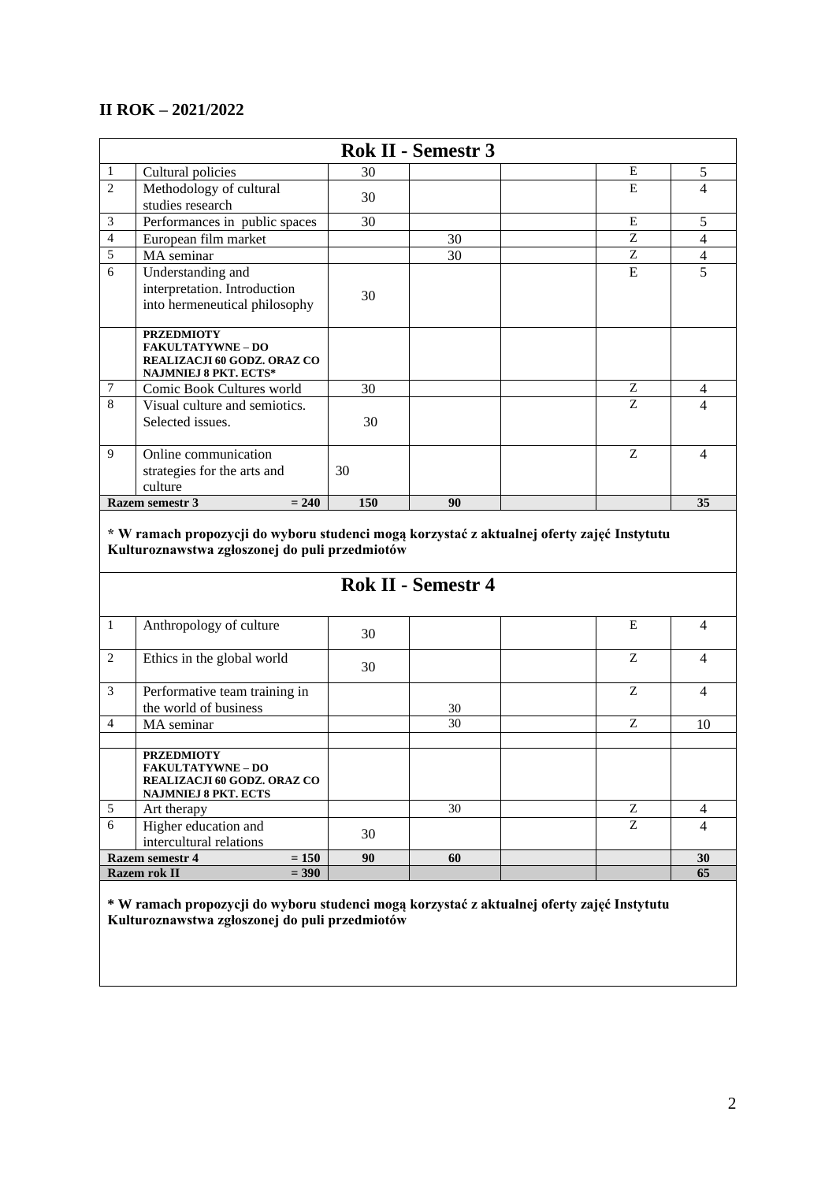**II ROK – 2021/2022**

| | | | | | | |
|---|---|---|---|---|---|---|
| | **Rok II - Semestr 3** | | | | | |
| 1 | Cultural policies | 30 | | | E | 5 |
| 2 | Methodology of cultural studies research | 30 | | | E | 4 |
| 3 | Performances in public spaces | 30 | | | E | 5 |
| 4 | European film market | | 30 | | Z | 4 |
| 5 | MA seminar | | 30 | | Z | 4 |
| 6 | Understanding and interpretation. Introduction into hermeneutical philosophy | 30 | | | E | 5 |
| | **PRZEDMIOTY FAKULTATYWNE – DO REALIZACJI 60 GODZ. ORAZ CO NAJMNIEJ 8 PKT. ECTS*** | | | | | |
| 7 | Comic Book Cultures world | 30 | | | Z | 4 |
| 8 | Visual culture and semiotics. Selected issues. | 30 | | | Z | 4 |
| 9 | Online communication strategies for the arts and culture | 30 | | | Z | 4 |
| | **Razem semestr 3 = 240** | **150** | **90** | | | **35** |

**\* W ramach propozycji do wyboru studenci mogą korzystać z aktualnej oferty zajęć Instytutu Kulturoznawstwa zgłoszonej do puli przedmiotów**

| | | | | | | |
|---|---|---|---|---|---|---|
| | **Rok II - Semestr 4** | | | | | |
| 1 | Anthropology of culture | 30 | | | E | 4 |
| 2 | Ethics in the global world | 30 | | | Z | 4 |
| 3 | Performative team training in the world of business | | 30 | | Z | 4 |
| 4 | MA seminar | | 30 | | Z | 10 |
| | | | | | | |
| | **PRZEDMIOTY FAKULTATYWNE – DO REALIZACJI 60 GODZ. ORAZ CO NAJMNIEJ 8 PKT. ECTS** | | | | | |
| 5 | Art therapy | | 30 | | Z | 4 |
| 6 | Higher education and intercultural relations | 30 | | | Z | 4 |
| | **Razem semestr 4 = 150** | **90** | **60** | | | **30** |
| | **Razem rok II = 390** | | | | | **65** |

**\* W ramach propozycji do wyboru studenci mogą korzystać z aktualnej oferty zajęć Instytutu Kulturoznawstwa zgłoszonej do puli przedmiotów**